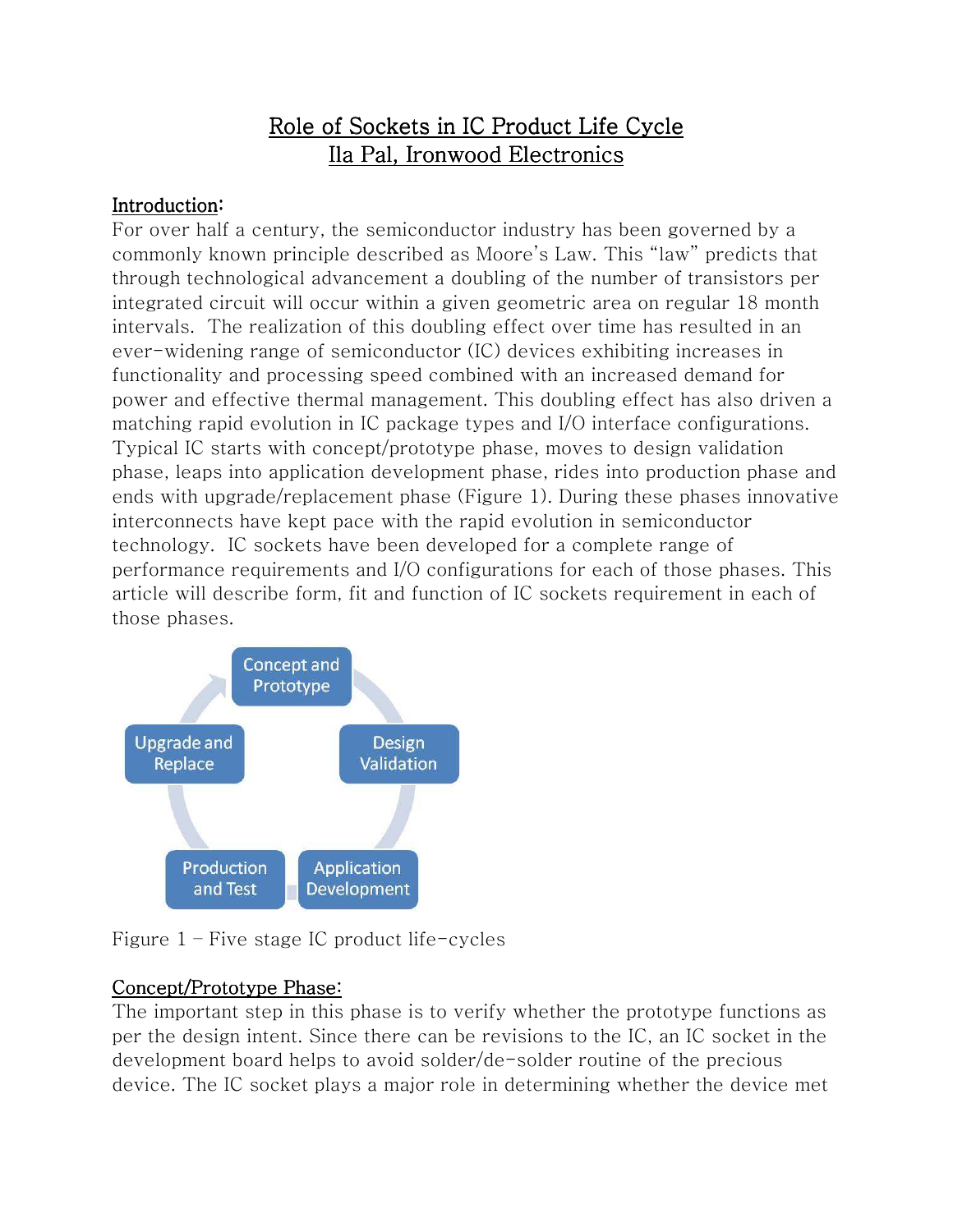# Role of Sockets in IC Product Life Cycle
## Ila Pal, Ironwood Electronics

### Introduction:

For over half a century, the semiconductor industry has been governed by a commonly known principle described as Moore's Law. This "law" predicts that through technological advancement a doubling of the number of transistors per integrated circuit will occur within a given geometric area on regular 18 month intervals. The realization of this doubling effect over time has resulted in an ever-widening range of semiconductor (IC) devices exhibiting increases in functionality and processing speed combined with an increased demand for power and effective thermal management. This doubling effect has also driven a matching rapid evolution in IC package types and I/O interface configurations. Typical IC starts with concept/prototype phase, moves to design validation phase, leaps into application development phase, rides into production phase and ends with upgrade/replacement phase (Figure 1). During these phases innovative interconnects have kept pace with the rapid evolution in semiconductor technology. IC sockets have been developed for a complete range of performance requirements and I/O configurations for each of those phases. This article will describe form, fit and function of IC sockets requirement in each of those phases.

Concept and Prototype → Design Validation → Application Development → Production and Test → Upgrade and Replace

Figure 1 – Five stage IC product life-cycles

### Concept/Prototype Phase:

The important step in this phase is to verify whether the prototype functions as per the design intent. Since there can be revisions to the IC, an IC socket in the development board helps to avoid solder/de-solder routine of the precious device. The IC socket plays a major role in determining whether the device met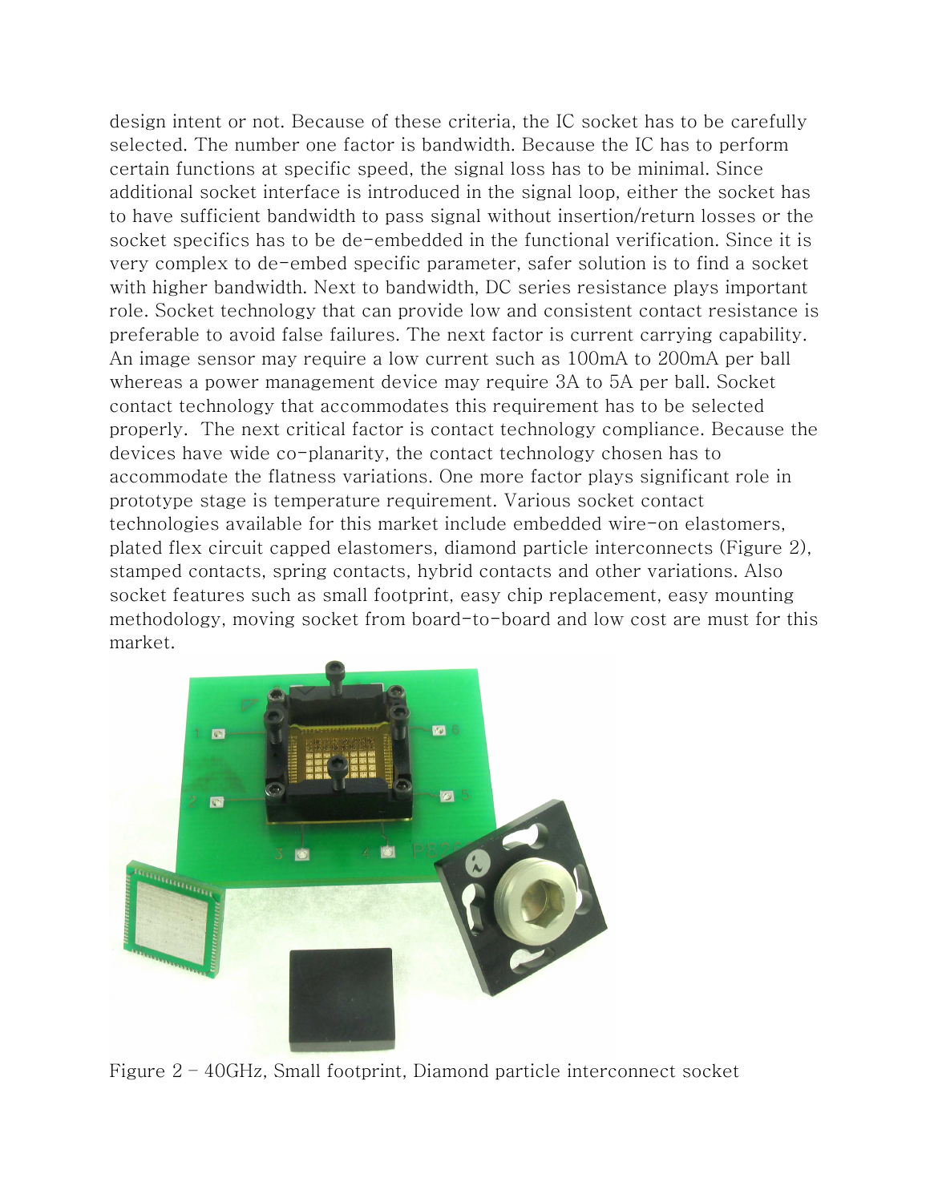design intent or not. Because of these criteria, the IC socket has to be carefully selected. The number one factor is bandwidth. Because the IC has to perform certain functions at specific speed, the signal loss has to be minimal. Since additional socket interface is introduced in the signal loop, either the socket has to have sufficient bandwidth to pass signal without insertion/return losses or the socket specifics has to be de-embedded in the functional verification. Since it is very complex to de-embed specific parameter, safer solution is to find a socket with higher bandwidth. Next to bandwidth, DC series resistance plays important role. Socket technology that can provide low and consistent contact resistance is preferable to avoid false failures. The next factor is current carrying capability. An image sensor may require a low current such as 100mA to 200mA per ball whereas a power management device may require 3A to 5A per ball. Socket contact technology that accommodates this requirement has to be selected properly. The next critical factor is contact technology compliance. Because the devices have wide co-planarity, the contact technology chosen has to accommodate the flatness variations. One more factor plays significant role in prototype stage is temperature requirement. Various socket contact technologies available for this market include embedded wire-on elastomers, plated flex circuit capped elastomers, diamond particle interconnects (Figure 2), stamped contacts, spring contacts, hybrid contacts and other variations. Also socket features such as small footprint, easy chip replacement, easy mounting methodology, moving socket from board-to-board and low cost are must for this market.

Figure 2 – 40GHz, Small footprint, Diamond particle interconnect socket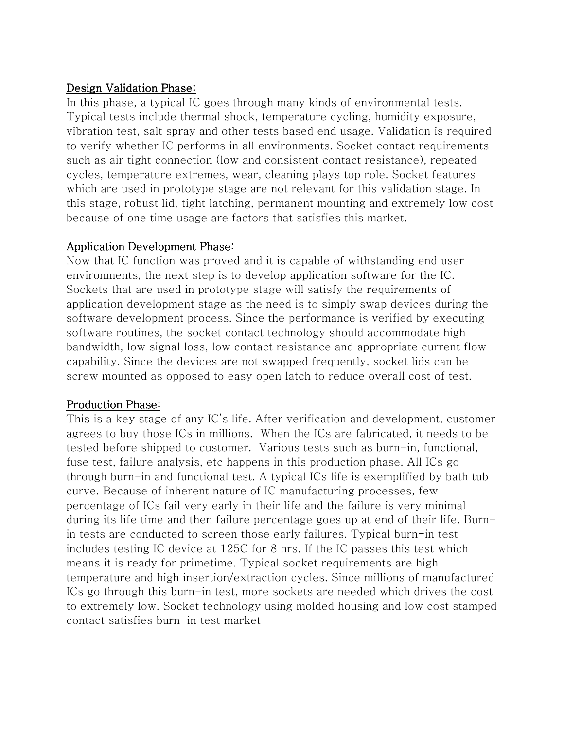<u>Design Validation Phase:</u>

In this phase, a typical IC goes through many kinds of environmental tests. Typical tests include thermal shock, temperature cycling, humidity exposure, vibration test, salt spray and other tests based end usage. Validation is required to verify whether IC performs in all environments. Socket contact requirements such as air tight connection (low and consistent contact resistance), repeated cycles, temperature extremes, wear, cleaning plays top role. Socket features which are used in prototype stage are not relevant for this validation stage. In this stage, robust lid, tight latching, permanent mounting and extremely low cost because of one time usage are factors that satisfies this market.

<u>Application Development Phase:</u>

Now that IC function was proved and it is capable of withstanding end user environments, the next step is to develop application software for the IC. Sockets that are used in prototype stage will satisfy the requirements of application development stage as the need is to simply swap devices during the software development process. Since the performance is verified by executing software routines, the socket contact technology should accommodate high bandwidth, low signal loss, low contact resistance and appropriate current flow capability. Since the devices are not swapped frequently, socket lids can be screw mounted as opposed to easy open latch to reduce overall cost of test.

<u>Production Phase:</u>

This is a key stage of any IC's life. After verification and development, customer agrees to buy those ICs in millions. When the ICs are fabricated, it needs to be tested before shipped to customer. Various tests such as burn-in, functional, fuse test, failure analysis, etc happens in this production phase. All ICs go through burn-in and functional test. A typical ICs life is exemplified by bath tub curve. Because of inherent nature of IC manufacturing processes, few percentage of ICs fail very early in their life and the failure is very minimal during its life time and then failure percentage goes up at end of their life. Burn-in tests are conducted to screen those early failures. Typical burn-in test includes testing IC device at 125C for 8 hrs. If the IC passes this test which means it is ready for primetime. Typical socket requirements are high temperature and high insertion/extraction cycles. Since millions of manufactured ICs go through this burn-in test, more sockets are needed which drives the cost to extremely low. Socket technology using molded housing and low cost stamped contact satisfies burn-in test market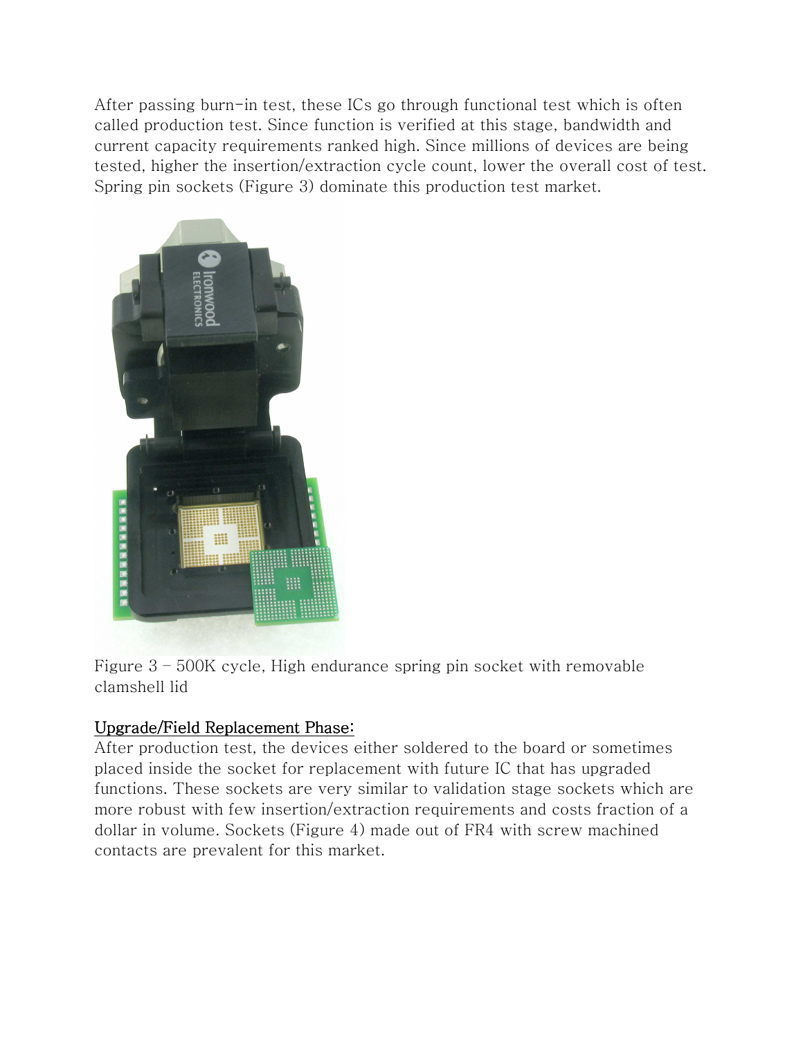After passing burn-in test, these ICs go through functional test which is often called production test. Since function is verified at this stage, bandwidth and current capacity requirements ranked high. Since millions of devices are being tested, higher the insertion/extraction cycle count, lower the overall cost of test. Spring pin sockets (Figure 3) dominate this production test market.

Figure 3 – 500K cycle, High endurance spring pin socket with removable clamshell lid

## Upgrade/Field Replacement Phase:

After production test, the devices either soldered to the board or sometimes placed inside the socket for replacement with future IC that has upgraded functions. These sockets are very similar to validation stage sockets which are more robust with few insertion/extraction requirements and costs fraction of a dollar in volume. Sockets (Figure 4) made out of FR4 with screw machined contacts are prevalent for this market.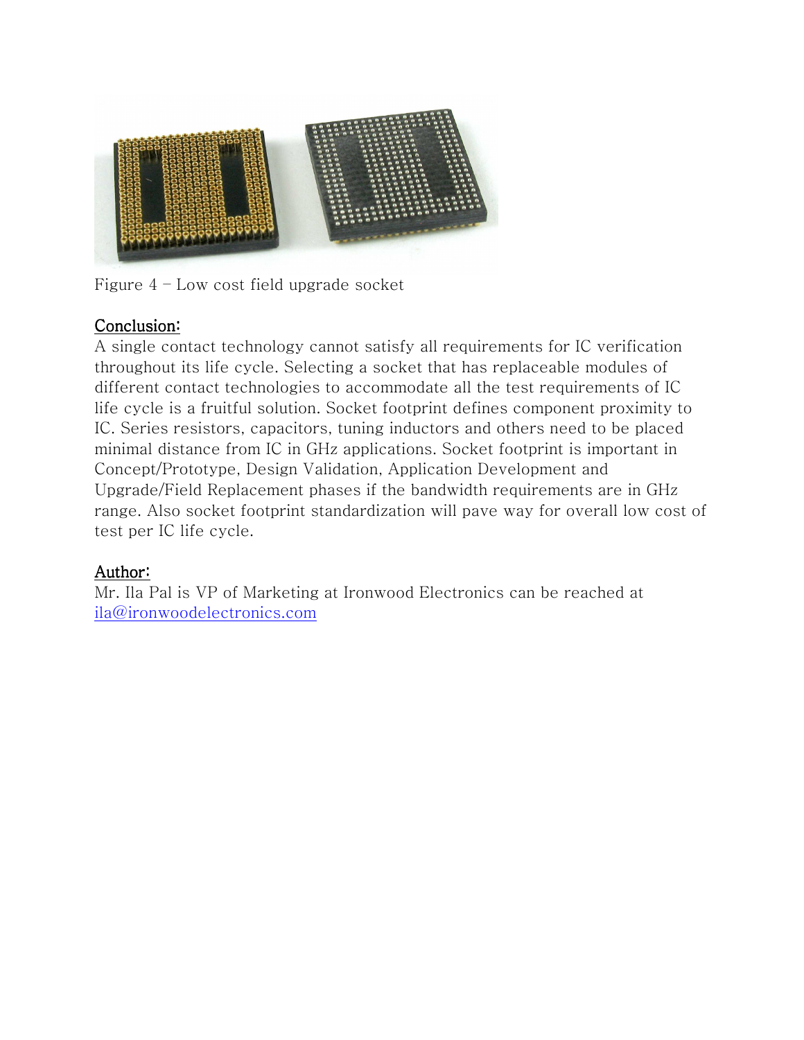Figure 4 – Low cost field upgrade socket

## Conclusion:

A single contact technology cannot satisfy all requirements for IC verification throughout its life cycle. Selecting a socket that has replaceable modules of different contact technologies to accommodate all the test requirements of IC life cycle is a fruitful solution. Socket footprint defines component proximity to IC. Series resistors, capacitors, tuning inductors and others need to be placed minimal distance from IC in GHz applications. Socket footprint is important in Concept/Prototype, Design Validation, Application Development and Upgrade/Field Replacement phases if the bandwidth requirements are in GHz range. Also socket footprint standardization will pave way for overall low cost of test per IC life cycle.

## Author:

Mr. Ila Pal is VP of Marketing at Ironwood Electronics can be reached at ila@ironwoodelectronics.com